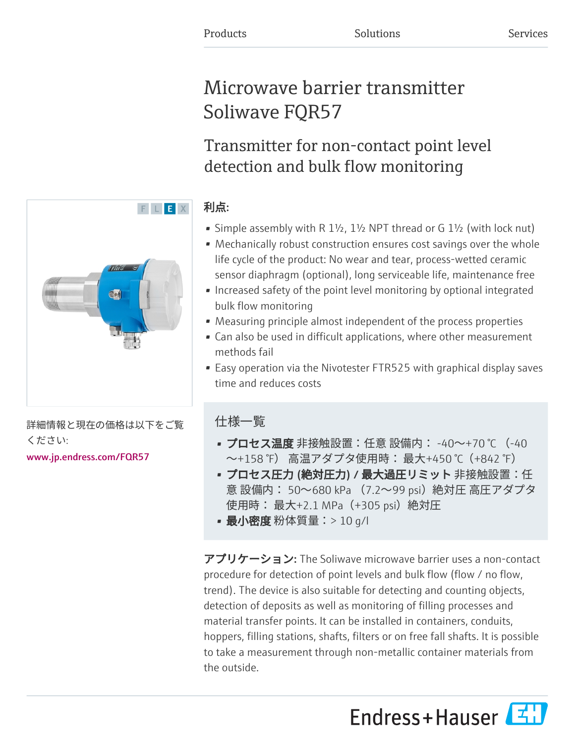Products Solutions Services

# Microwave barrier transmitter Soliwave FQR57

## Transmitter for non-contact point level detection and bulk flow monitoring

F L E X

### 利点:

- Simple assembly with R 1½, 1½ NPT thread or G 1½ (with lock nut)
- Mechanically robust construction ensures cost savings over the whole life cycle of the product: No wear and tear, process-wetted ceramic sensor diaphragm (optional), long serviceable life, maintenance free
- Increased safety of the point level monitoring by optional integrated bulk flow monitoring
- Measuring principle almost independent of the process properties
- Can also be used in difficult applications, where other measurement methods fail
- Easy operation via the Nivotester FTR525 with graphical display saves time and reduces costs

詳細情報と現在の価格は以下をご覧ください:

www.jp.endress.com/FQR57

### 仕様一覧

- **プロセス温度** 非接触設置：任意 設備内： -40～+70 ℃ （-40～+158 ℉） 高温アダプタ使用時： 最大+450 ℃（+842 ℉）
- **プロセス圧力 (絶対圧力) / 最大過圧リミット** 非接触設置：任意 設備内： 50～680 kPa （7.2～99 psi）絶対圧 高圧アダプタ使用時： 最大+2.1 MPa（+305 psi）絶対圧
- **最小密度** 粉体質量：> 10 g/l

**アプリケーション:** The Soliwave microwave barrier uses a non-contact procedure for detection of point levels and bulk flow (flow / no flow, trend). The device is also suitable for detecting and counting objects, detection of deposits as well as monitoring of filling processes and material transfer points. It can be installed in containers, conduits, hoppers, filling stations, shafts, filters or on free fall shafts. It is possible to take a measurement through non-metallic container materials from the outside.

Endress+Hauser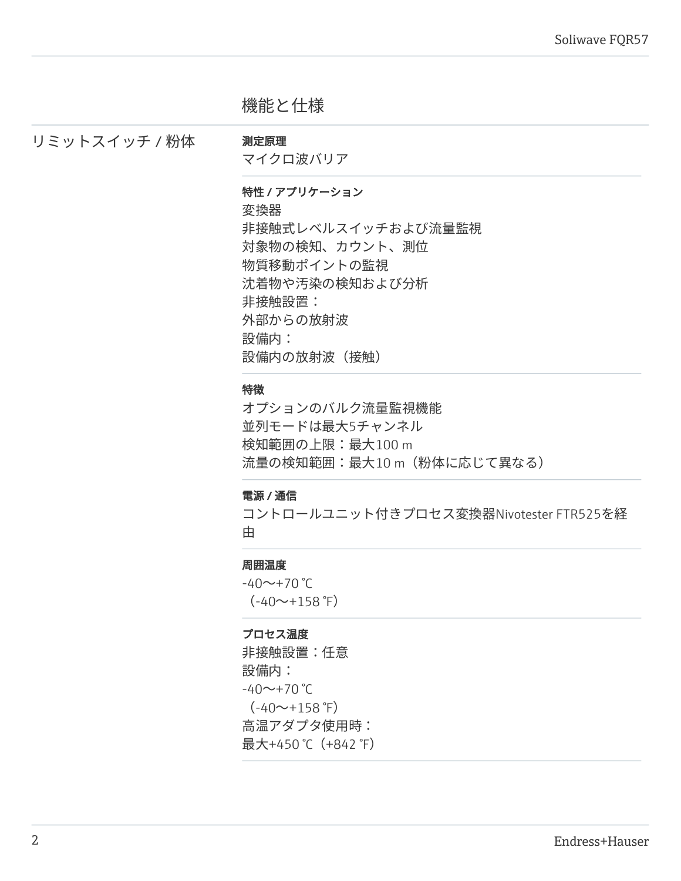# 機能と仕様

## リミットスイッチ / 粉体

**測定原理**

マイクロ波バリア

**特性 / アプリケーション**

変換器
非接触式レベルスイッチおよび流量監視
対象物の検知、カウント、測位
物質移動ポイントの監視
沈着物や汚染の検知および分析
非接触設置：
外部からの放射波
設備内：
設備内の放射波（接触）

**特徴**

オプションのバルク流量監視機能
並列モードは最大5チャンネル
検知範囲の上限：最大100 m
流量の検知範囲：最大10 m（粉体に応じて異なる）

**電源 / 通信**

コントロールユニット付きプロセス変換器Nivotester FTR525を経由

**周囲温度**

-40～+70 ℃
（-40～+158 ℉）

**プロセス温度**

非接触設置：任意
設備内：
-40～+70 ℃
（-40～+158 ℉）
高温アダプタ使用時：
最大+450 ℃（+842 ℉）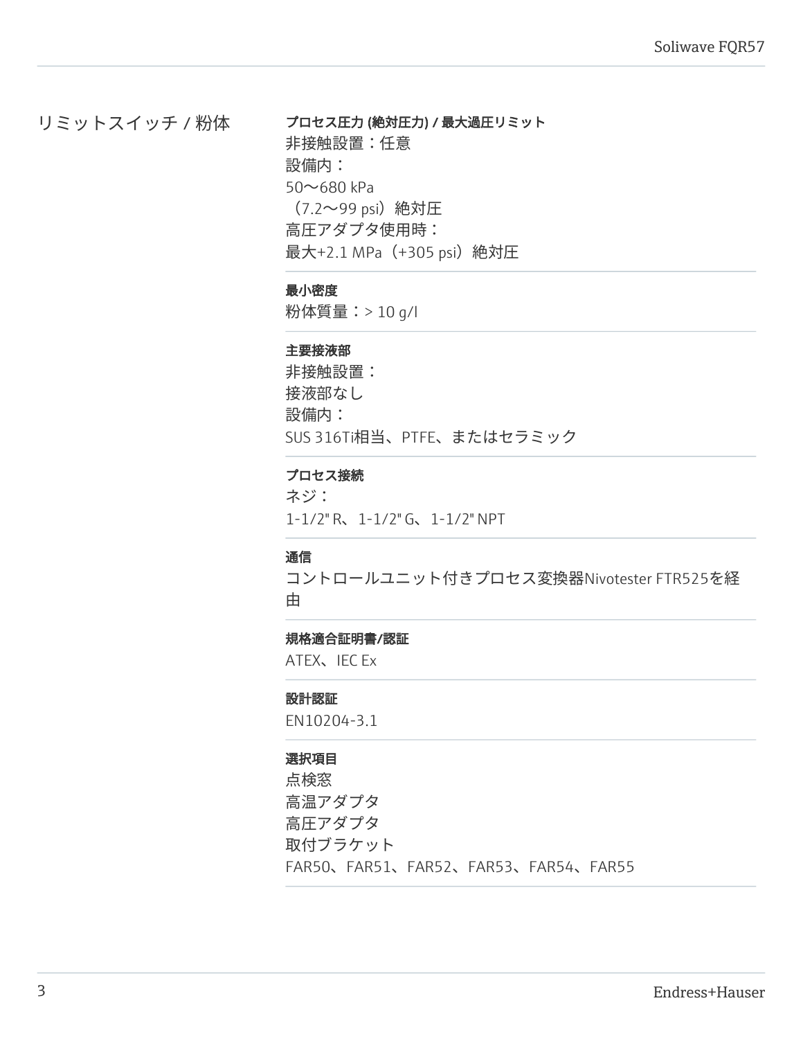## リミットスイッチ / 粉体

**プロセス圧力 (絶対圧力) / 最大過圧リミット**

非接触設置：任意
設備内：
50〜680 kPa
（7.2〜99 psi）絶対圧
高圧アダプタ使用時：
最大+2.1 MPa（+305 psi）絶対圧

**最小密度**

粉体質量：> 10 g/l

**主要接液部**

非接触設置：
接液部なし
設備内：
SUS 316Ti相当、PTFE、またはセラミック

**プロセス接続**

ネジ：
1-1/2" R、1-1/2" G、1-1/2" NPT

**通信**

コントロールユニット付きプロセス変換器Nivotester FTR525を経由

**規格適合証明書/認証**

ATEX、IEC Ex

**設計認証**

EN10204-3.1

**選択項目**

点検窓
高温アダプタ
高圧アダプタ
取付ブラケット
FAR50、FAR51、FAR52、FAR53、FAR54、FAR55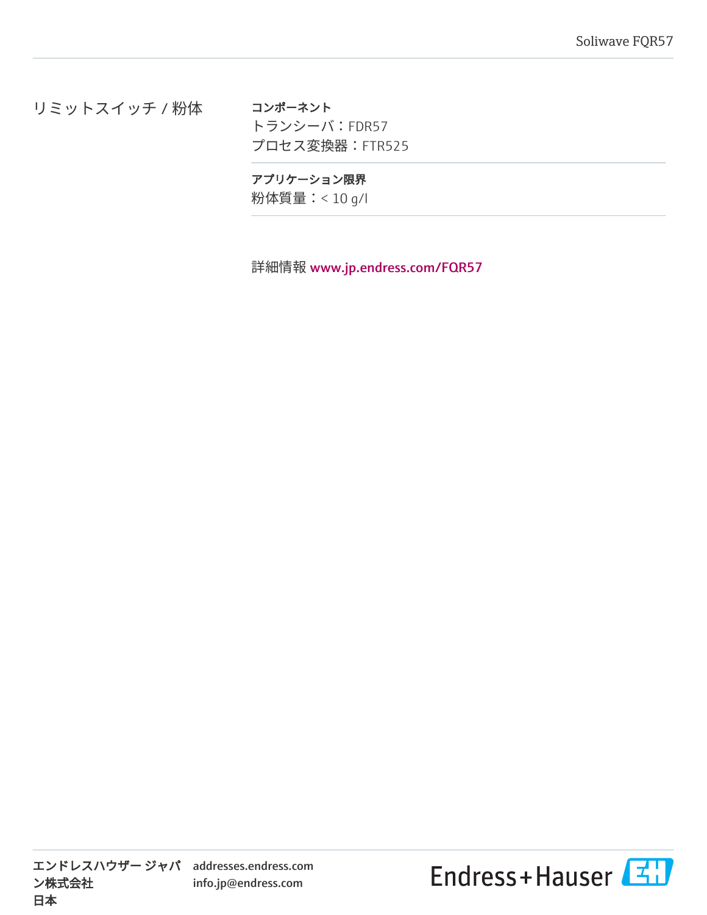## リミットスイッチ / 粉体

**コンポーネント**
トランシーバ：FDR57
プロセス変換器：FTR525

**アプリケーション限界**
粉体質量：< 10 g/l

詳細情報 **www.jp.endress.com/FQR57**

**エンドレスハウザー ジャパン株式会社**
**日本**

addresses.endress.com
info.jp@endress.com

Endress+Hauser